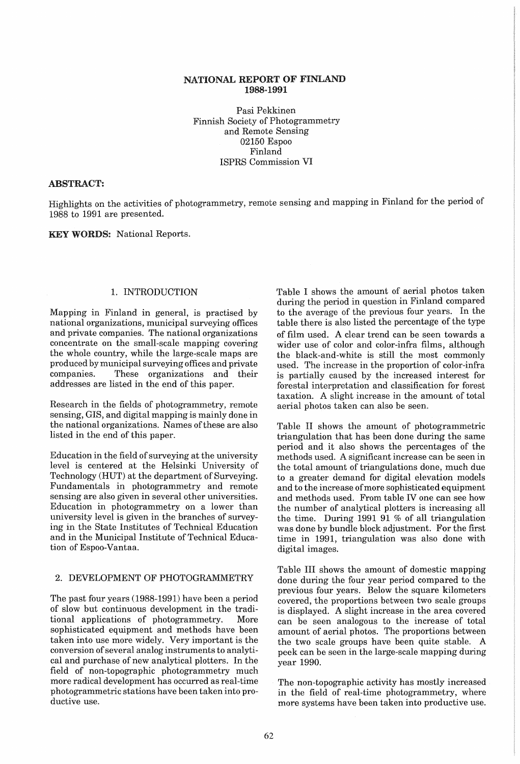# NATIONAL REPORT OF FINLAND 1988-1991

Pasi Pekkinen
Finnish Society of Photogrammetry and Remote Sensing
02150 Espoo
Finland
ISPRS Commission VI

**ABSTRACT:**

Highlights on the activities of photogrammetry, remote sensing and mapping in Finland for the period of 1988 to 1991 are presented.

**KEY WORDS:** National Reports.

## 1. INTRODUCTION

Mapping in Finland in general, is practised by national organizations, municipal surveying offices and private companies. The national organizations concentrate on the small-scale mapping covering the whole country, while the large-scale maps are produced by municipal surveying offices and private companies. These organizations and their addresses are listed in the end of this paper.

Research in the fields of photogrammetry, remote sensing, GIS, and digital mapping is mainly done in the national organizations. Names of these are also listed in the end of this paper.

Education in the field of surveying at the university level is centered at the Helsinki University of Technology (HUT) at the department of Surveying. Fundamentals in photogrammetry and remote sensing are also given in several other universities. Education in photogrammetry on a lower than university level is given in the branches of surveying in the State Institutes of Technical Education and in the Municipal Institute of Technical Education of Espoo-Vantaa.

## 2. DEVELOPMENT OF PHOTOGRAMMETRY

The past four years (1988-1991) have been a period of slow but continuous development in the traditional applications of photogrammetry. More sophisticated equipment and methods have been taken into use more widely. Very important is the conversion of several analog instruments to analytical and purchase of new analytical plotters. In the field of non-topographic photogrammetry much more radical development has occurred as real-time photogrammetric stations have been taken into productive use.

Table I shows the amount of aerial photos taken during the period in question in Finland compared to the average of the previous four years. In the table there is also listed the percentage of the type of film used. A clear trend can be seen towards a wider use of color and color-infra films, although the black-and-white is still the most commonly used. The increase in the proportion of color-infra is partially caused by the increased interest for forestal interpretation and classification for forest taxation. A slight increase in the amount of total aerial photos taken can also be seen.

Table II shows the amount of photogrammetric triangulation that has been done during the same period and it also shows the percentages of the methods used. A significant increase can be seen in the total amount of triangulations done, much due to a greater demand for digital elevation models and to the increase of more sophisticated equipment and methods used. From table IV one can see how the number of analytical plotters is increasing all the time. During 1991 91 % of all triangulation was done by bundle block adjustment. For the first time in 1991, triangulation was also done with digital images.

Table III shows the amount of domestic mapping done during the four year period compared to the previous four years. Below the square kilometers covered, the proportions between two scale groups is displayed. A slight increase in the area covered can be seen analogous to the increase of total amount of aerial photos. The proportions between the two scale groups have been quite stable. A peek can be seen in the large-scale mapping during year 1990.

The non-topographic activity has mostly increased in the field of real-time photogrammetry, where more systems have been taken into productive use.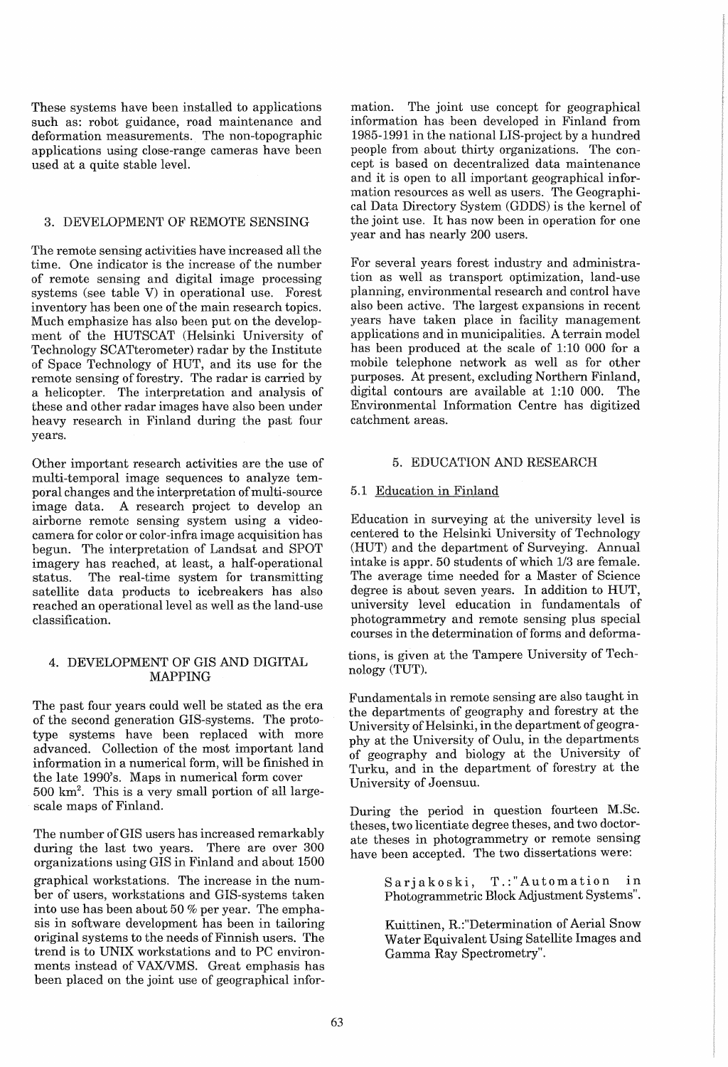These systems have been installed to applications such as: robot guidance, road maintenance and deformation measurements. The non-topographic applications using close-range cameras have been used at a quite stable level.

## 3. DEVELOPMENT OF REMOTE SENSING

The remote sensing activities have increased all the time. One indicator is the increase of the number of remote sensing and digital image processing systems (see table V) in operational use. Forest inventory has been one of the main research topics. Much emphasize has also been put on the development of the HUTSCAT (Helsinki University of Technology SCATterometer) radar by the Institute of Space Technology of HUT, and its use for the remote sensing of forestry. The radar is carried by a helicopter. The interpretation and analysis of these and other radar images have also been under heavy research in Finland during the past four years.

Other important research activities are the use of multi-temporal image sequences to analyze temporal changes and the interpretation of multi-source image data. A research project to develop an airborne remote sensing system using a videocamera for color or color-infra image acquisition has begun. The interpretation of Landsat and SPOT imagery has reached, at least, a half-operational status. The real-time system for transmitting satellite data products to icebreakers has also reached an operational level as well as the land-use classification.

## 4. DEVELOPMENT OF GIS AND DIGITAL MAPPING

The past four years could well be stated as the era of the second generation GIS-systems. The prototype systems have been replaced with more advanced. Collection of the most important land information in a numerical form, will be finished in the late 1990's. Maps in numerical form cover 500 km$^2$. This is a very small portion of all large-scale maps of Finland.

The number of GIS users has increased remarkably during the last two years. There are over 300 organizations using GIS in Finland and about 1500 graphical workstations. The increase in the number of users, workstations and GIS-systems taken into use has been about 50 % per year. The emphasis in software development has been in tailoring original systems to the needs of Finnish users. The trend is to UNIX workstations and to PC environments instead of VAX/VMS. Great emphasis has been placed on the joint use of geographical information. The joint use concept for geographical information has been developed in Finland from 1985-1991 in the national LIS-project by a hundred people from about thirty organizations. The concept is based on decentralized data maintenance and it is open to all important geographical information resources as well as users. The Geographical Data Directory System (GDDS) is the kernel of the joint use. It has now been in operation for one year and has nearly 200 users.

For several years forest industry and administration as well as transport optimization, land-use planning, environmental research and control have also been active. The largest expansions in recent years have taken place in facility management applications and in municipalities. A terrain model has been produced at the scale of 1:10 000 for a mobile telephone network as well as for other purposes. At present, excluding Northern Finland, digital contours are available at 1:10 000. The Environmental Information Centre has digitized catchment areas.

## 5. EDUCATION AND RESEARCH

### 5.1 Education in Finland

Education in surveying at the university level is centered to the Helsinki University of Technology (HUT) and the department of Surveying. Annual intake is appr. 50 students of which 1/3 are female. The average time needed for a Master of Science degree is about seven years. In addition to HUT, university level education in fundamentals of photogrammetry and remote sensing plus special courses in the determination of forms and deformations, is given at the Tampere University of Technology (TUT).

Fundamentals in remote sensing are also taught in the departments of geography and forestry at the University of Helsinki, in the department of geography at the University of Oulu, in the departments of geography and biology at the University of Turku, and in the department of forestry at the University of Joensuu.

During the period in question fourteen M.Sc. theses, two licentiate degree theses, and two doctorate theses in photogrammetry or remote sensing have been accepted. The two dissertations were:

> Sarjakoski, T.:"Automation in Photogrammetric Block Adjustment Systems".
>
> Kuittinen, R.:"Determination of Aerial Snow Water Equivalent Using Satellite Images and Gamma Ray Spectrometry".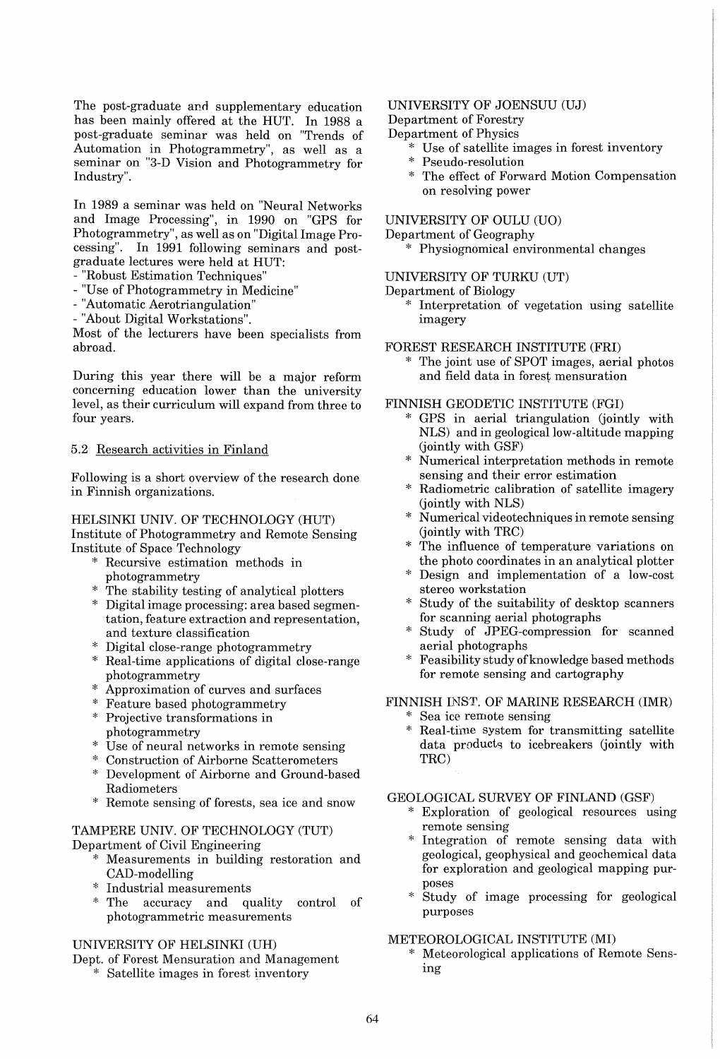The post-graduate and supplementary education has been mainly offered at the HUT. In 1988 a post-graduate seminar was held on "Trends of Automation in Photogrammetry", as well as a seminar on "3-D Vision and Photogrammetry for Industry".

In 1989 a seminar was held on "Neural Networks and Image Processing", in 1990 on "GPS for Photogrammetry", as well as on "Digital Image Processing". In 1991 following seminars and post-graduate lectures were held at HUT:

- "Robust Estimation Techniques"
- "Use of Photogrammetry in Medicine"
- "Automatic Aerotriangulation"
- "About Digital Workstations".

Most of the lecturers have been specialists from abroad.

During this year there will be a major reform concerning education lower than the university level, as their curriculum will expand from three to four years.

### 5.2 Research activities in Finland

Following is a short overview of the research done in Finnish organizations.

HELSINKI UNIV. OF TECHNOLOGY (HUT)
Institute of Photogrammetry and Remote Sensing
Institute of Space Technology

* Recursive estimation methods in photogrammetry
* The stability testing of analytical plotters
* Digital image processing: area based segmentation, feature extraction and representation, and texture classification
* Digital close-range photogrammetry
* Real-time applications of digital close-range photogrammetry
* Approximation of curves and surfaces
* Feature based photogrammetry
* Projective transformations in photogrammetry
* Use of neural networks in remote sensing
* Construction of Airborne Scatterometers
* Development of Airborne and Ground-based Radiometers
* Remote sensing of forests, sea ice and snow

TAMPERE UNIV. OF TECHNOLOGY (TUT)
Department of Civil Engineering

* Measurements in building restoration and CAD-modelling
* Industrial measurements
* The accuracy and quality control of photogrammetric measurements

UNIVERSITY OF HELSINKI (UH)
Dept. of Forest Mensuration and Management

* Satellite images in forest inventory

UNIVERSITY OF JOENSUU (UJ)
Department of Forestry
Department of Physics

* Use of satellite images in forest inventory
* Pseudo-resolution
* The effect of Forward Motion Compensation on resolving power

UNIVERSITY OF OULU (UO)
Department of Geography

* Physiognomical environmental changes

UNIVERSITY OF TURKU (UT)
Department of Biology

* Interpretation of vegetation using satellite imagery

FOREST RESEARCH INSTITUTE (FRI)

* The joint use of SPOT images, aerial photos and field data in forest mensuration

FINNISH GEODETIC INSTITUTE (FGI)

* GPS in aerial triangulation (jointly with NLS) and in geological low-altitude mapping (jointly with GSF)
* Numerical interpretation methods in remote sensing and their error estimation
* Radiometric calibration of satellite imagery (jointly with NLS)
* Numerical videotechniques in remote sensing (jointly with TRC)
* The influence of temperature variations on the photo coordinates in an analytical plotter
* Design and implementation of a low-cost stereo workstation
* Study of the suitability of desktop scanners for scanning aerial photographs
* Study of JPEG-compression for scanned aerial photographs
* Feasibility study of knowledge based methods for remote sensing and cartography

FINNISH INST. OF MARINE RESEARCH (IMR)

* Sea ice remote sensing
* Real-time system for transmitting satellite data products to icebreakers (jointly with TRC)

GEOLOGICAL SURVEY OF FINLAND (GSF)

* Exploration of geological resources using remote sensing
* Integration of remote sensing data with geological, geophysical and geochemical data for exploration and geological mapping purposes
* Study of image processing for geological purposes

METEOROLOGICAL INSTITUTE (MI)

* Meteorological applications of Remote Sensing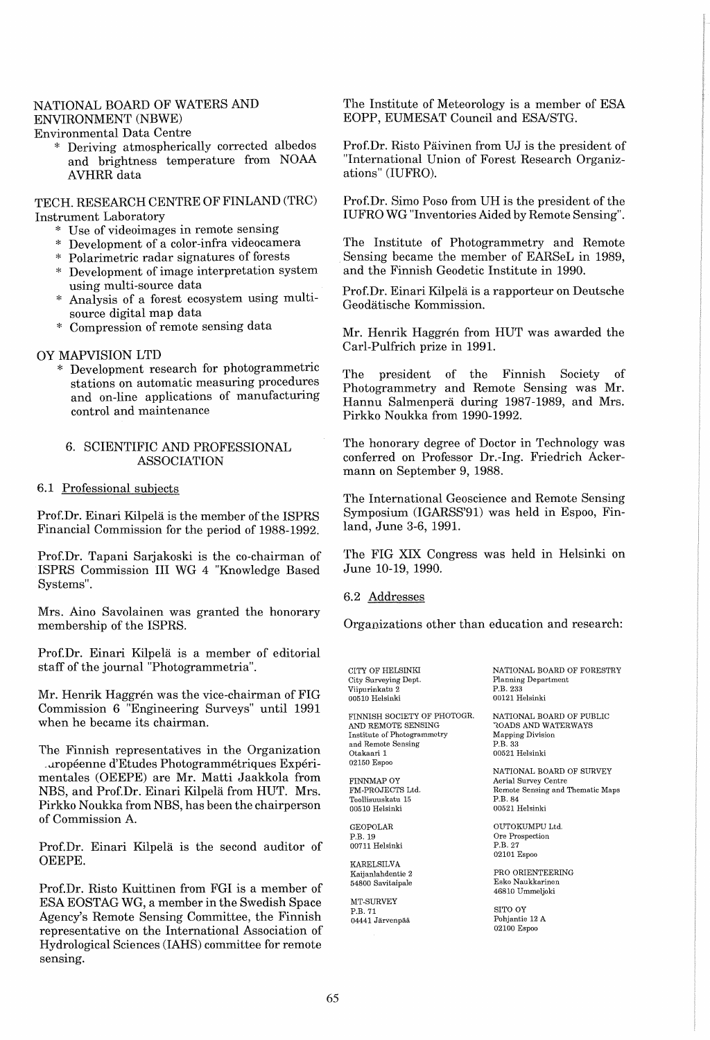NATIONAL BOARD OF WATERS AND ENVIRONMENT (NBWE)

Environmental Data Centre

* Deriving atmospherically corrected albedos and brightness temperature from NOAA AVHRR data

TECH. RESEARCH CENTRE OF FINLAND (TRC)

Instrument Laboratory

* Use of videoimages in remote sensing
* Development of a color-infra videocamera
* Polarimetric radar signatures of forests
* Development of image interpretation system using multi-source data
* Analysis of a forest ecosystem using multi-source digital map data
* Compression of remote sensing data

OY MAPVISION LTD

* Development research for photogrammetric stations on automatic measuring procedures and on-line applications of manufacturing control and maintenance

## 6. SCIENTIFIC AND PROFESSIONAL ASSOCIATION

### 6.1 Professional subjects

Prof.Dr. Einari Kilpelä is the member of the ISPRS Financial Commission for the period of 1988-1992.

Prof.Dr. Tapani Sarjakoski is the co-chairman of ISPRS Commission III WG 4 "Knowledge Based Systems".

Mrs. Aino Savolainen was granted the honorary membership of the ISPRS.

Prof.Dr. Einari Kilpelä is a member of editorial staff of the journal "Photogrammetria".

Mr. Henrik Haggrén was the vice-chairman of FIG Commission 6 "Engineering Surveys" until 1991 when he became its chairman.

The Finnish representatives in the Organization Européenne d'Etudes Photogrammétriques Expérimentales (OEEPE) are Mr. Matti Jaakkola from NBS, and Prof.Dr. Einari Kilpelä from HUT. Mrs. Pirkko Noukka from NBS, has been the chairperson of Commission A.

Prof.Dr. Einari Kilpelä is the second auditor of OEEPE.

Prof.Dr. Risto Kuittinen from FGI is a member of ESA EOSTAG WG, a member in the Swedish Space Agency's Remote Sensing Committee, the Finnish representative on the International Association of Hydrological Sciences (IAHS) committee for remote sensing.

The Institute of Meteorology is a member of ESA EOPP, EUMESAT Council and ESA/STG.

Prof.Dr. Risto Päivinen from UJ is the president of "International Union of Forest Research Organizations" (IUFRO).

Prof.Dr. Simo Poso from UH is the president of the IUFRO WG "Inventories Aided by Remote Sensing".

The Institute of Photogrammetry and Remote Sensing became the member of EARSeL in 1989, and the Finnish Geodetic Institute in 1990.

Prof.Dr. Einari Kilpelä is a rapporteur on Deutsche Geodätische Kommission.

Mr. Henrik Haggrén from HUT was awarded the Carl-Pulfrich prize in 1991.

The president of the Finnish Society of Photogrammetry and Remote Sensing was Mr. Hannu Salmenperä during 1987-1989, and Mrs. Pirkko Noukka from 1990-1992.

The honorary degree of Doctor in Technology was conferred on Professor Dr.-Ing. Friedrich Ackermann on September 9, 1988.

The International Geoscience and Remote Sensing Symposium (IGARSS'91) was held in Espoo, Finland, June 3-6, 1991.

The FIG XIX Congress was held in Helsinki on June 10-19, 1990.

### 6.2 Addresses

Organizations other than education and research:

CITY OF HELSINKI
City Surveying Dept.
Viipurinkatu 2
00510 Helsinki

FINNISH SOCIETY OF PHOTOGR. AND REMOTE SENSING
Institute of Photogrammetry and Remote Sensing
Otakaari 1
02150 Espoo

FINNMAP OY
FM-PROJECTS Ltd.
Teollisuuskatu 15
00510 Helsinki

GEOPOLAR
P.B. 19
00711 Helsinki

KARELSILVA
Kaijanlahdentie 2
54800 Savitaipale

MT-SURVEY
P.B. 71
04441 Järvenpää

NATIONAL BOARD OF FORESTRY
Planning Department
P.B. 233
00121 Helsinki

NATIONAL BOARD OF PUBLIC ROADS AND WATERWAYS
Mapping Division
P.B. 33
00521 Helsinki

NATIONAL BOARD OF SURVEY
Aerial Survey Centre
Remote Sensing and Thematic Maps
P.B. 84
00521 Helsinki

OUTOKUMPU Ltd.
Ore Prospection
P.B. 27
02101 Espoo

PRO ORIENTEERING
Esko Naukkarinen
46810 Ummeljoki

SITO OY
Pohjantie 12 A
02100 Espoo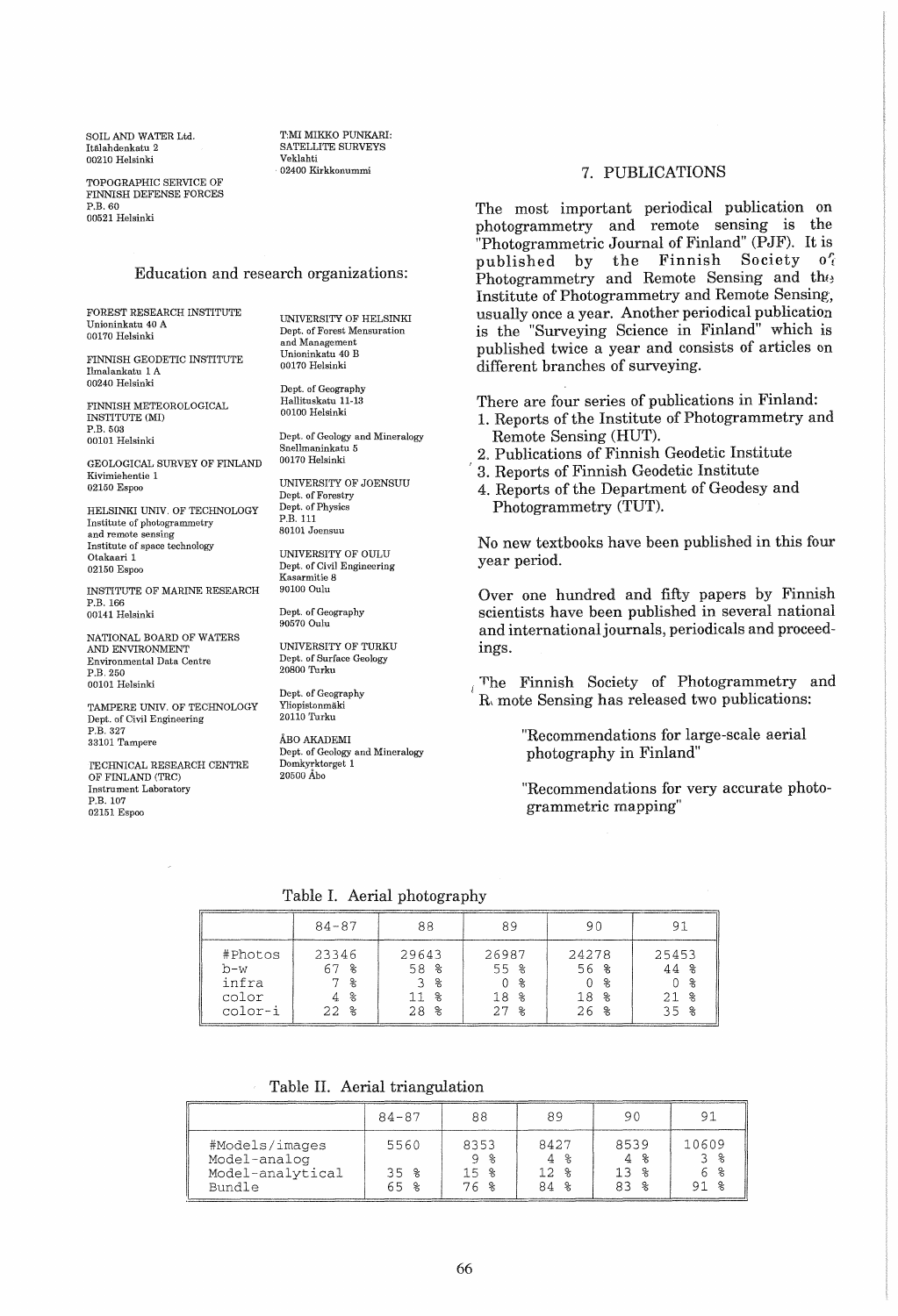SOIL AND WATER Ltd.
Itälahdenkatu 2
00210 Helsinki

T:MI MIKKO PUNKARI:
SATELLITE SURVEYS
Veklahti
02400 Kirkkonummi

TOPOGRAPHIC SERVICE OF
FINNISH DEFENSE FORCES
P.B. 60
00521 Helsinki

## Education and research organizations:

FOREST RESEARCH INSTITUTE
Unioninkatu 40 A
00170 Helsinki

FINNISH GEODETIC INSTITUTE
Ilmalankatu 1 A
00240 Helsinki

FINNISH METEOROLOGICAL
INSTITUTE (MI)
P.B. 503
00101 Helsinki

GEOLOGICAL SURVEY OF FINLAND
Kivimiehentie 1
02150 Espoo

HELSINKI UNIV. OF TECHNOLOGY
Institute of photogrammetry
and remote sensing
Institute of space technology
Otakaari 1
02150 Espoo

INSTITUTE OF MARINE RESEARCH
P.B. 166
00141 Helsinki

NATIONAL BOARD OF WATERS
AND ENVIRONMENT
Environmental Data Centre
P.B. 250
00101 Helsinki

TAMPERE UNIV. OF TECHNOLOGY
Dept. of Civil Engineering
P.B. 327
33101 Tampere

TECHNICAL RESEARCH CENTRE
OF FINLAND (TRC)
Instrument Laboratory
P.B. 107
02151 Espoo

UNIVERSITY OF HELSINKI
Dept. of Forest Mensuration
and Management
Unioninkatu 40 B
00170 Helsinki

Dept. of Geography
Hallituskatu 11-13
00100 Helsinki

Dept. of Geology and Mineralogy
Snellmaninkatu 5
00170 Helsinki

UNIVERSITY OF JOENSUU
Dept. of Forestry
Dept. of Physics
P.B. 111
80101 Joensuu

UNIVERSITY OF OULU
Dept. of Civil Engineering
Kasarmitie 8
90100 Oulu

Dept. of Geography
90570 Oulu

UNIVERSITY OF TURKU
Dept. of Surface Geology
20800 Turku

Dept. of Geography
Yliopistonmäki
20110 Turku

ÅBO AKADEMI
Dept. of Geology and Mineralogy
Domkyrktorget 1
20500 Åbo

## 7. PUBLICATIONS

The most important periodical publication on photogrammetry and remote sensing is the "Photogrammetric Journal of Finland" (PJF). It is published by the Finnish Society of Photogrammetry and Remote Sensing and the Institute of Photogrammetry and Remote Sensing, usually once a year. Another periodical publication is the "Surveying Science in Finland" which is published twice a year and consists of articles on different branches of surveying.

There are four series of publications in Finland:

1. Reports of the Institute of Photogrammetry and Remote Sensing (HUT).
2. Publications of Finnish Geodetic Institute
3. Reports of Finnish Geodetic Institute
4. Reports of the Department of Geodesy and Photogrammetry (TUT).

No new textbooks have been published in this four year period.

Over one hundred and fifty papers by Finnish scientists have been published in several national and international journals, periodicals and proceedings.

The Finnish Society of Photogrammetry and Remote Sensing has released two publications:

"Recommendations for large-scale aerial photography in Finland"

"Recommendations for very accurate photogrammetric mapping"

Table I. Aerial photography

| | 84-87 | 88 | 89 | 90 | 91 |
|---|---|---|---|---|---|
| #Photos | 23346 | 29643 | 26987 | 24278 | 25453 |
| b-w | 67 % | 58 % | 55 % | 56 % | 44 % |
| infra | 7 % | 3 % | 0 % | 0 % | 0 % |
| color | 4 % | 11 % | 18 % | 18 % | 21 % |
| color-i | 22 % | 28 % | 27 % | 26 % | 35 % |

Table II. Aerial triangulation

| | 84-87 | 88 | 89 | 90 | 91 |
|---|---|---|---|---|---|
| #Models/images | 5560 | 8353 | 8427 | 8539 | 10609 |
| Model-analog | | 9 % | 4 % | 4 % | 3 % |
| Model-analytical | 35 % | 15 % | 12 % | 13 % | 6 % |
| Bundle | 65 % | 76 % | 84 % | 83 % | 91 % |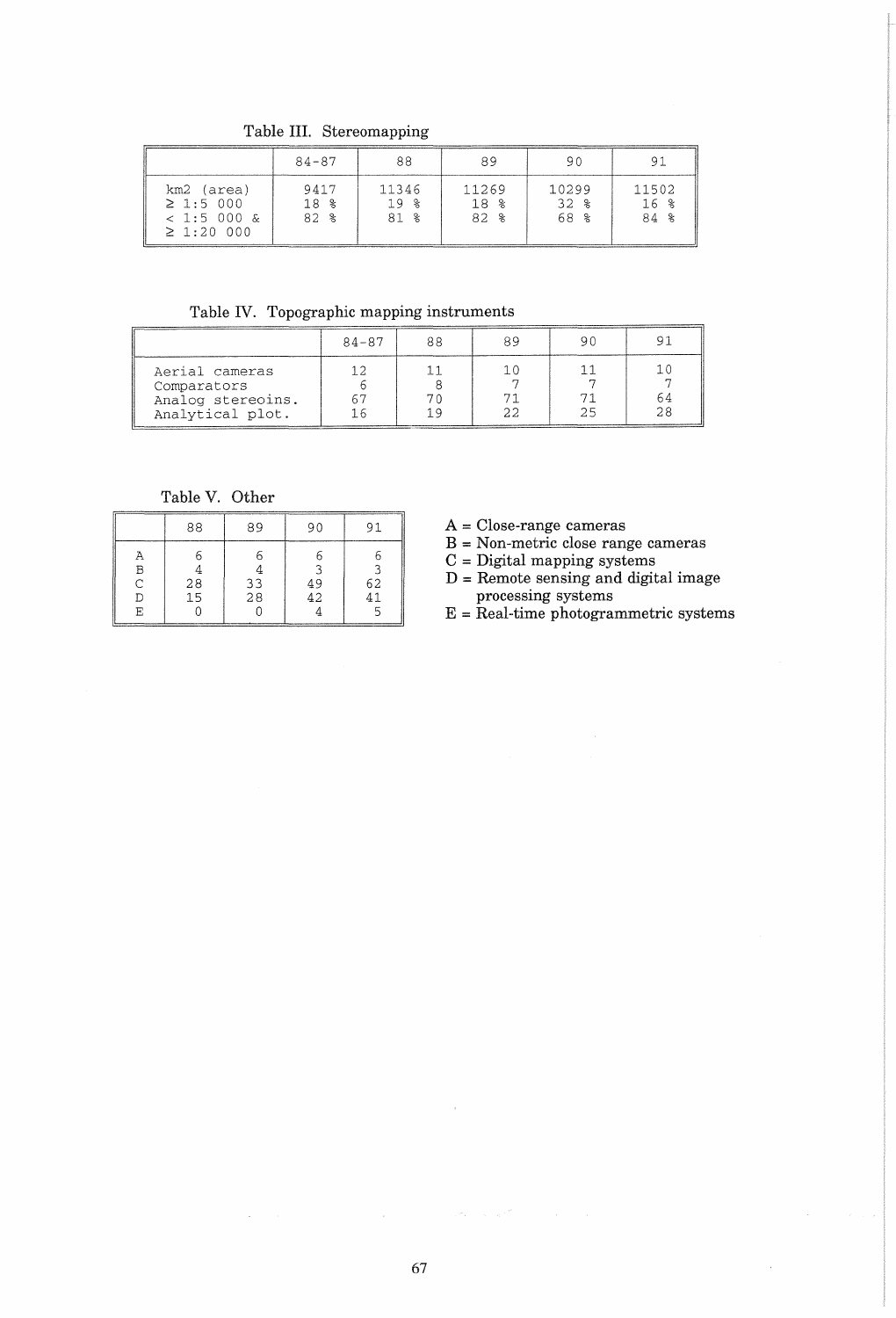Table III. Stereomapping

| | 84-87 | 88 | 89 | 90 | 91 |
|---|---|---|---|---|---|
| km2 (area) | 9417 | 11346 | 11269 | 10299 | 11502 |
| ≥ 1:5 000 | 18 % | 19 % | 18 % | 32 % | 16 % |
| < 1:5 000 & ≥ 1:20 000 | 82 % | 81 % | 82 % | 68 % | 84 % |

Table IV. Topographic mapping instruments

| | 84-87 | 88 | 89 | 90 | 91 |
|---|---|---|---|---|---|
| Aerial cameras | 12 | 11 | 10 | 11 | 10 |
| Comparators | 6 | 8 | 7 | 7 | 7 |
| Analog stereoins. | 67 | 70 | 71 | 71 | 64 |
| Analytical plot. | 16 | 19 | 22 | 25 | 28 |

Table V. Other

| | 88 | 89 | 90 | 91 |
|---|---|---|---|---|
| A | 6 | 6 | 6 | 6 |
| B | 4 | 4 | 3 | 3 |
| C | 28 | 33 | 49 | 62 |
| D | 15 | 28 | 42 | 41 |
| E | 0 | 0 | 4 | 5 |

A = Close-range cameras
B = Non-metric close range cameras
C = Digital mapping systems
D = Remote sensing and digital image processing systems
E = Real-time photogrammetric systems